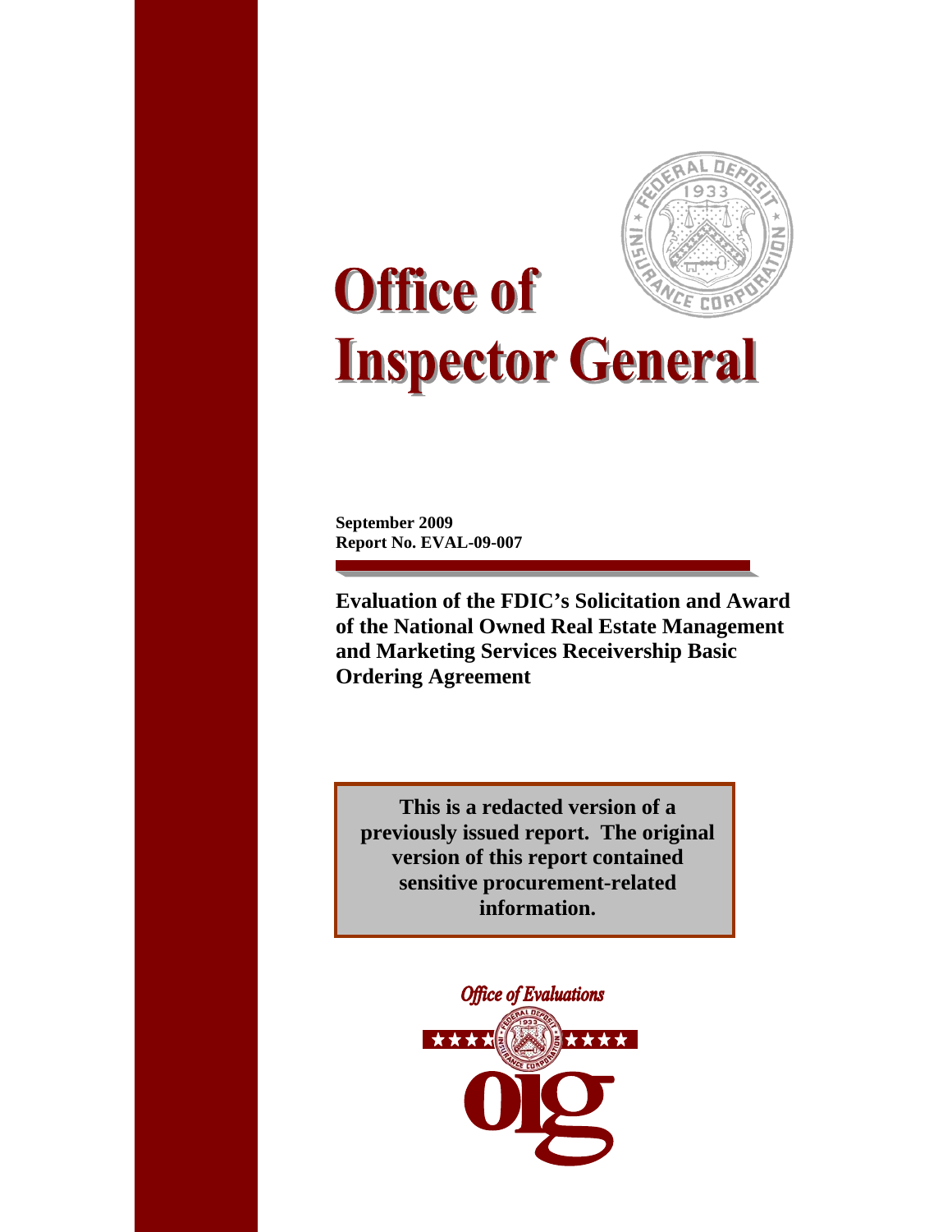# Office of Inspector General

**September 2009**
**Report No. EVAL-09-007**

**Evaluation of the FDIC's Solicitation and Award of the National Owned Real Estate Management and Marketing Services Receivership Basic Ordering Agreement**

**This is a redacted version of a previously issued report. The original version of this report contained sensitive procurement-related information.**

*Office of Evaluations*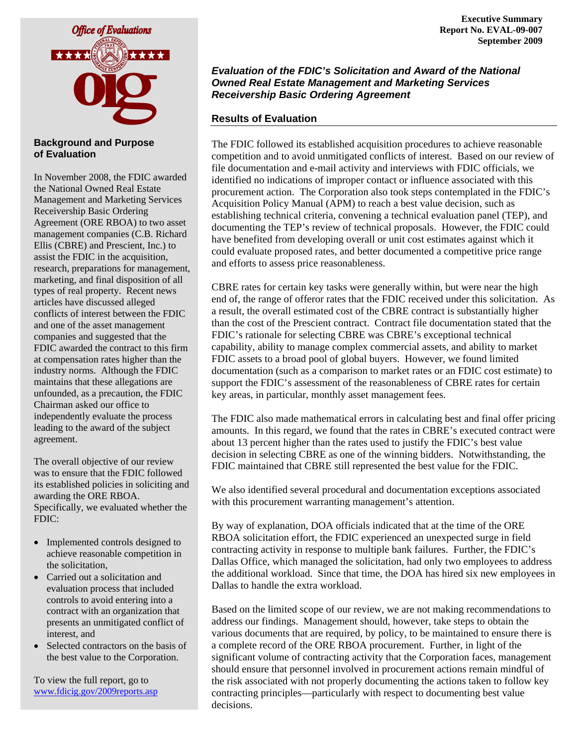**Executive Summary**
**Report No. EVAL-09-007**
**September 2009**

Office of Evaluations

# *Evaluation of the FDIC's Solicitation and Award of the National Owned Real Estate Management and Marketing Services Receivership Basic Ordering Agreement*

## Background and Purpose of Evaluation

In November 2008, the FDIC awarded the National Owned Real Estate Management and Marketing Services Receivership Basic Ordering Agreement (ORE RBOA) to two asset management companies (C.B. Richard Ellis (CBRE) and Prescient, Inc.) to assist the FDIC in the acquisition, research, preparations for management, marketing, and final disposition of all types of real property. Recent news articles have discussed alleged conflicts of interest between the FDIC and one of the asset management companies and suggested that the FDIC awarded the contract to this firm at compensation rates higher than the industry norms. Although the FDIC maintains that these allegations are unfounded, as a precaution, the FDIC Chairman asked our office to independently evaluate the process leading to the award of the subject agreement.

The overall objective of our review was to ensure that the FDIC followed its established policies in soliciting and awarding the ORE RBOA. Specifically, we evaluated whether the FDIC:

- Implemented controls designed to achieve reasonable competition in the solicitation,
- Carried out a solicitation and evaluation process that included controls to avoid entering into a contract with an organization that presents an unmitigated conflict of interest, and
- Selected contractors on the basis of the best value to the Corporation.

To view the full report, go to [www.fdicig.gov/2009reports.asp](www.fdicig.gov/2009reports.asp)

## Results of Evaluation

The FDIC followed its established acquisition procedures to achieve reasonable competition and to avoid unmitigated conflicts of interest. Based on our review of file documentation and e-mail activity and interviews with FDIC officials, we identified no indications of improper contact or influence associated with this procurement action. The Corporation also took steps contemplated in the FDIC's Acquisition Policy Manual (APM) to reach a best value decision, such as establishing technical criteria, convening a technical evaluation panel (TEP), and documenting the TEP's review of technical proposals. However, the FDIC could have benefited from developing overall or unit cost estimates against which it could evaluate proposed rates, and better documented a competitive price range and efforts to assess price reasonableness.

CBRE rates for certain key tasks were generally within, but were near the high end of, the range of offeror rates that the FDIC received under this solicitation. As a result, the overall estimated cost of the CBRE contract is substantially higher than the cost of the Prescient contract. Contract file documentation stated that the FDIC's rationale for selecting CBRE was CBRE's exceptional technical capability, ability to manage complex commercial assets, and ability to market FDIC assets to a broad pool of global buyers. However, we found limited documentation (such as a comparison to market rates or an FDIC cost estimate) to support the FDIC's assessment of the reasonableness of CBRE rates for certain key areas, in particular, monthly asset management fees.

The FDIC also made mathematical errors in calculating best and final offer pricing amounts. In this regard, we found that the rates in CBRE's executed contract were about 13 percent higher than the rates used to justify the FDIC's best value decision in selecting CBRE as one of the winning bidders. Notwithstanding, the FDIC maintained that CBRE still represented the best value for the FDIC.

We also identified several procedural and documentation exceptions associated with this procurement warranting management's attention.

By way of explanation, DOA officials indicated that at the time of the ORE RBOA solicitation effort, the FDIC experienced an unexpected surge in field contracting activity in response to multiple bank failures. Further, the FDIC's Dallas Office, which managed the solicitation, had only two employees to address the additional workload. Since that time, the DOA has hired six new employees in Dallas to handle the extra workload.

Based on the limited scope of our review, we are not making recommendations to address our findings. Management should, however, take steps to obtain the various documents that are required, by policy, to be maintained to ensure there is a complete record of the ORE RBOA procurement. Further, in light of the significant volume of contracting activity that the Corporation faces, management should ensure that personnel involved in procurement actions remain mindful of the risk associated with not properly documenting the actions taken to follow key contracting principles—particularly with respect to documenting best value decisions.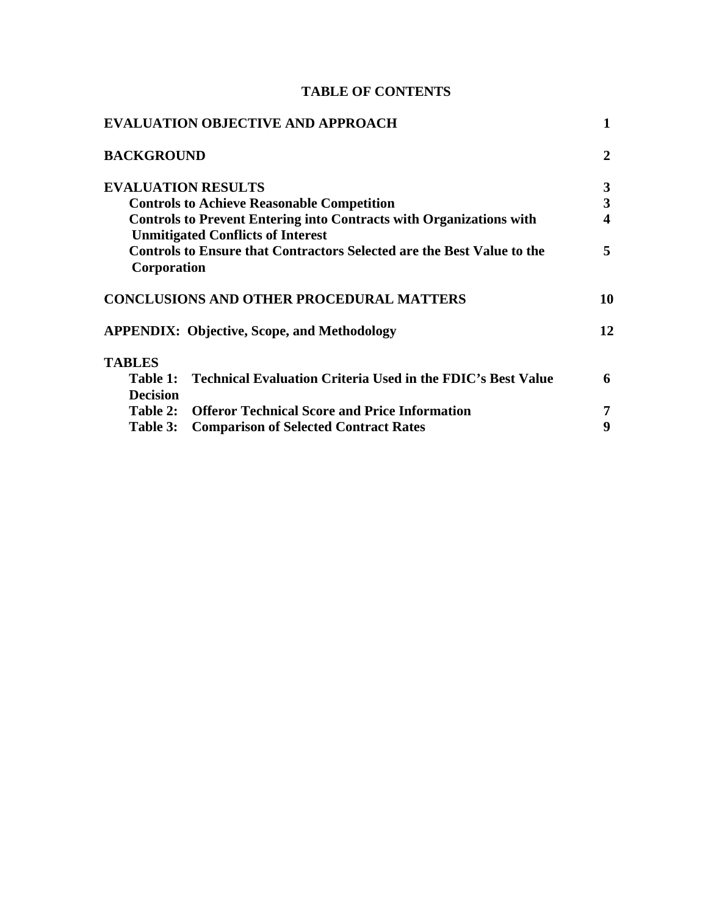# TABLE OF CONTENTS

| | |
|---|---|
| **EVALUATION OBJECTIVE AND APPROACH** | **1** |
| **BACKGROUND** | **2** |
| **EVALUATION RESULTS** | **3** |
| **Controls to Achieve Reasonable Competition** | **3** |
| **Controls to Prevent Entering into Contracts with Organizations with Unmitigated Conflicts of Interest** | **4** |
| **Controls to Ensure that Contractors Selected are the Best Value to the Corporation** | **5** |
| **CONCLUSIONS AND OTHER PROCEDURAL MATTERS** | **10** |
| **APPENDIX: Objective, Scope, and Methodology** | **12** |
| **TABLES** | |
| **Table 1: Technical Evaluation Criteria Used in the FDIC's Best Value Decision** | **6** |
| **Table 2: Offeror Technical Score and Price Information** | **7** |
| **Table 3: Comparison of Selected Contract Rates** | **9** |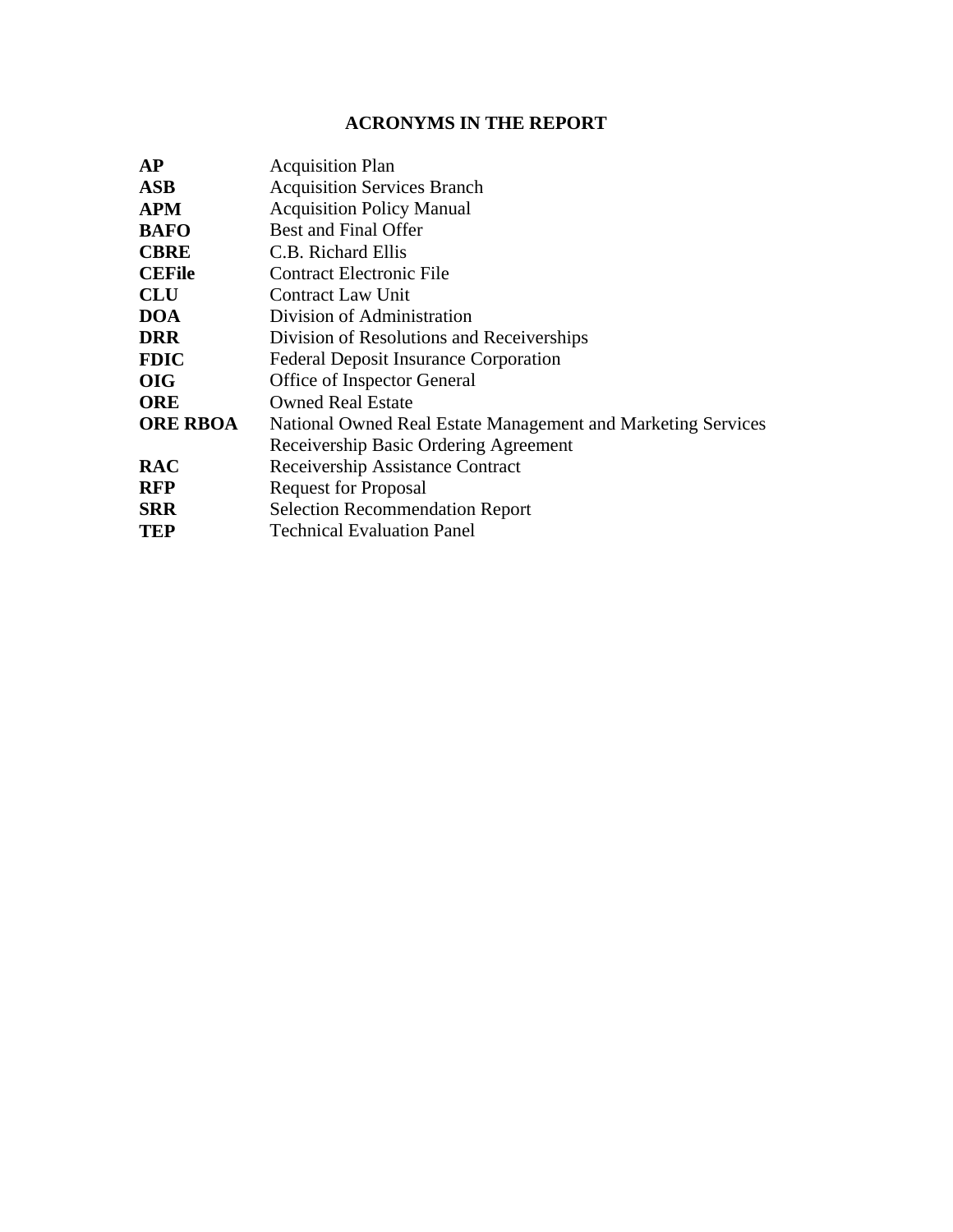# ACRONYMS IN THE REPORT

| | |
|---|---|
| **AP** | Acquisition Plan |
| **ASB** | Acquisition Services Branch |
| **APM** | Acquisition Policy Manual |
| **BAFO** | Best and Final Offer |
| **CBRE** | C.B. Richard Ellis |
| **CEFile** | Contract Electronic File |
| **CLU** | Contract Law Unit |
| **DOA** | Division of Administration |
| **DRR** | Division of Resolutions and Receiverships |
| **FDIC** | Federal Deposit Insurance Corporation |
| **OIG** | Office of Inspector General |
| **ORE** | Owned Real Estate |
| **ORE RBOA** | National Owned Real Estate Management and Marketing Services Receivership Basic Ordering Agreement |
| **RAC** | Receivership Assistance Contract |
| **RFP** | Request for Proposal |
| **SRR** | Selection Recommendation Report |
| **TEP** | Technical Evaluation Panel |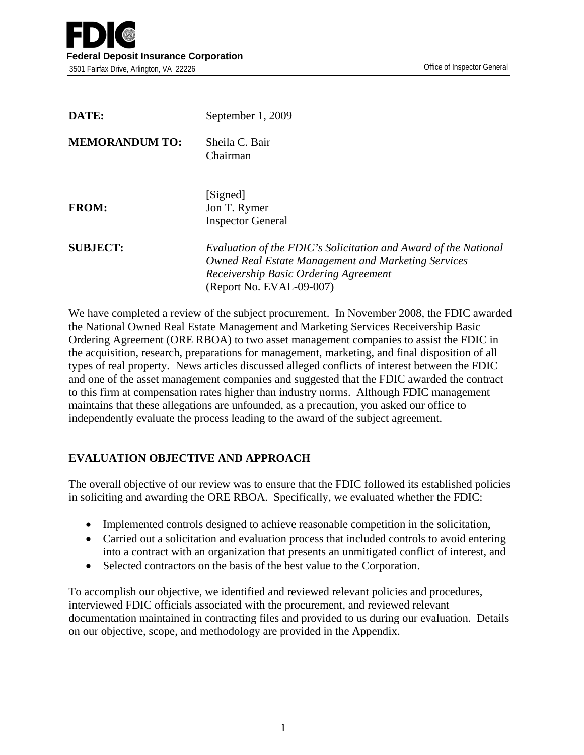**FDIC**

**Federal Deposit Insurance Corporation**

3501 Fairfax Drive, Arlington, VA 22226

Office of Inspector General

| | |
|---|---|
| **DATE:** | September 1, 2009 |
| **MEMORANDUM TO:** | Sheila C. Bair<br>Chairman |
| **FROM:** | [Signed]<br>Jon T. Rymer<br>Inspector General |
| **SUBJECT:** | *Evaluation of the FDIC's Solicitation and Award of the National Owned Real Estate Management and Marketing Services Receivership Basic Ordering Agreement*<br>(Report No. EVAL-09-007) |

We have completed a review of the subject procurement. In November 2008, the FDIC awarded the National Owned Real Estate Management and Marketing Services Receivership Basic Ordering Agreement (ORE RBOA) to two asset management companies to assist the FDIC in the acquisition, research, preparations for management, marketing, and final disposition of all types of real property. News articles discussed alleged conflicts of interest between the FDIC and one of the asset management companies and suggested that the FDIC awarded the contract to this firm at compensation rates higher than industry norms. Although FDIC management maintains that these allegations are unfounded, as a precaution, you asked our office to independently evaluate the process leading to the award of the subject agreement.

## EVALUATION OBJECTIVE AND APPROACH

The overall objective of our review was to ensure that the FDIC followed its established policies in soliciting and awarding the ORE RBOA. Specifically, we evaluated whether the FDIC:

- Implemented controls designed to achieve reasonable competition in the solicitation,
- Carried out a solicitation and evaluation process that included controls to avoid entering into a contract with an organization that presents an unmitigated conflict of interest, and
- Selected contractors on the basis of the best value to the Corporation.

To accomplish our objective, we identified and reviewed relevant policies and procedures, interviewed FDIC officials associated with the procurement, and reviewed relevant documentation maintained in contracting files and provided to us during our evaluation. Details on our objective, scope, and methodology are provided in the Appendix.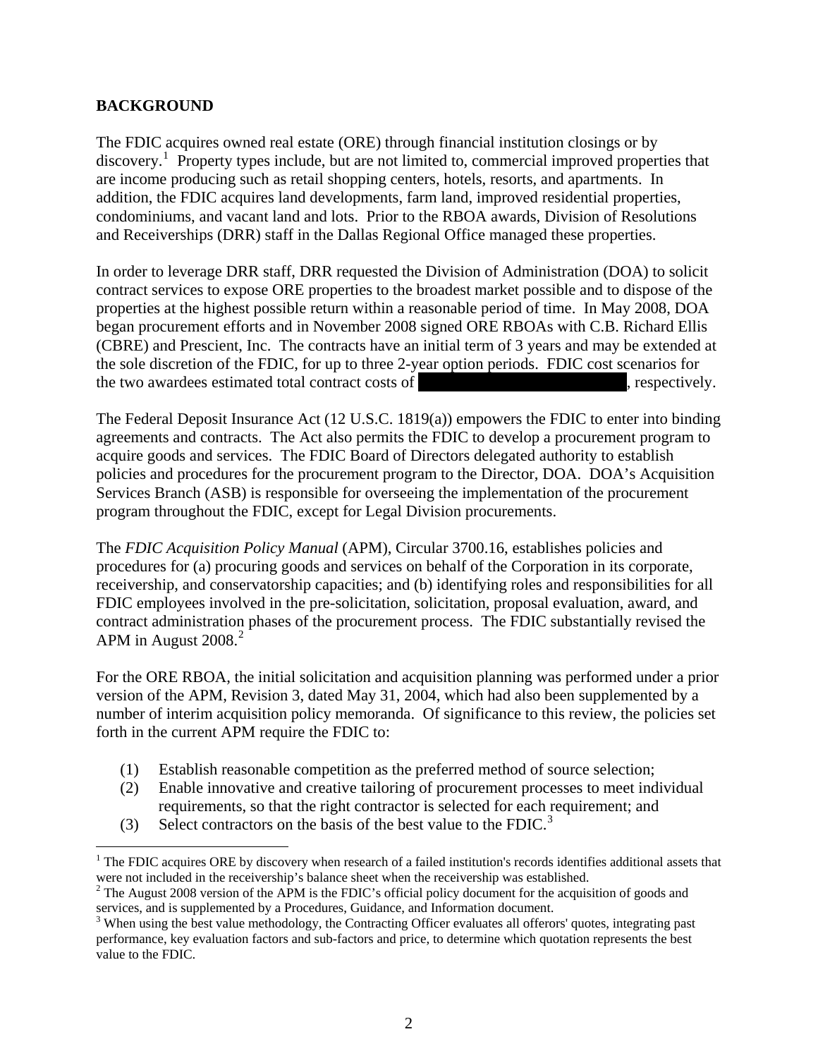## BACKGROUND

The FDIC acquires owned real estate (ORE) through financial institution closings or by discovery.[1] Property types include, but are not limited to, commercial improved properties that are income producing such as retail shopping centers, hotels, resorts, and apartments. In addition, the FDIC acquires land developments, farm land, improved residential properties, condominiums, and vacant land and lots. Prior to the RBOA awards, Division of Resolutions and Receiverships (DRR) staff in the Dallas Regional Office managed these properties.

In order to leverage DRR staff, DRR requested the Division of Administration (DOA) to solicit contract services to expose ORE properties to the broadest market possible and to dispose of the properties at the highest possible return within a reasonable period of time. In May 2008, DOA began procurement efforts and in November 2008 signed ORE RBOAs with C.B. Richard Ellis (CBRE) and Prescient, Inc. The contracts have an initial term of 3 years and may be extended at the sole discretion of the FDIC, for up to three 2-year option periods. FDIC cost scenarios for the two awardees estimated total contract costs of [REDACTED], respectively.

The Federal Deposit Insurance Act (12 U.S.C. 1819(a)) empowers the FDIC to enter into binding agreements and contracts. The Act also permits the FDIC to develop a procurement program to acquire goods and services. The FDIC Board of Directors delegated authority to establish policies and procedures for the procurement program to the Director, DOA. DOA's Acquisition Services Branch (ASB) is responsible for overseeing the implementation of the procurement program throughout the FDIC, except for Legal Division procurements.

The *FDIC Acquisition Policy Manual* (APM), Circular 3700.16, establishes policies and procedures for (a) procuring goods and services on behalf of the Corporation in its corporate, receivership, and conservatorship capacities; and (b) identifying roles and responsibilities for all FDIC employees involved in the pre-solicitation, solicitation, proposal evaluation, award, and contract administration phases of the procurement process. The FDIC substantially revised the APM in August 2008.[2]

For the ORE RBOA, the initial solicitation and acquisition planning was performed under a prior version of the APM, Revision 3, dated May 31, 2004, which had also been supplemented by a number of interim acquisition policy memoranda. Of significance to this review, the policies set forth in the current APM require the FDIC to:

(1) Establish reasonable competition as the preferred method of source selection;
(2) Enable innovative and creative tailoring of procurement processes to meet individual requirements, so that the right contractor is selected for each requirement; and
(3) Select contractors on the basis of the best value to the FDIC.[3]

---

[1] The FDIC acquires ORE by discovery when research of a failed institution's records identifies additional assets that were not included in the receivership's balance sheet when the receivership was established.

[2] The August 2008 version of the APM is the FDIC's official policy document for the acquisition of goods and services, and is supplemented by a Procedures, Guidance, and Information document.

[3] When using the best value methodology, the Contracting Officer evaluates all offerors' quotes, integrating past performance, key evaluation factors and sub-factors and price, to determine which quotation represents the best value to the FDIC.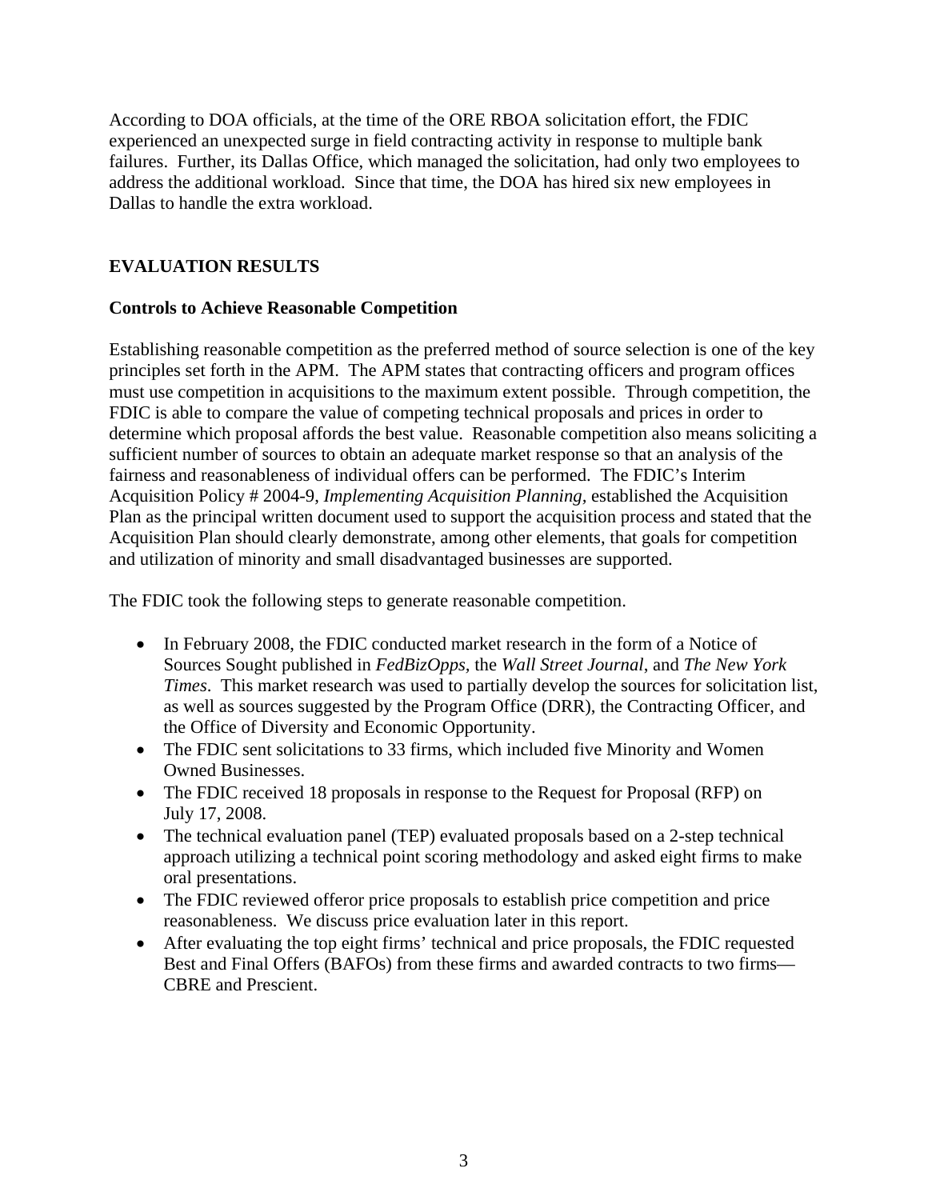According to DOA officials, at the time of the ORE RBOA solicitation effort, the FDIC experienced an unexpected surge in field contracting activity in response to multiple bank failures. Further, its Dallas Office, which managed the solicitation, had only two employees to address the additional workload. Since that time, the DOA has hired six new employees in Dallas to handle the extra workload.

## EVALUATION RESULTS

### Controls to Achieve Reasonable Competition

Establishing reasonable competition as the preferred method of source selection is one of the key principles set forth in the APM. The APM states that contracting officers and program offices must use competition in acquisitions to the maximum extent possible. Through competition, the FDIC is able to compare the value of competing technical proposals and prices in order to determine which proposal affords the best value. Reasonable competition also means soliciting a sufficient number of sources to obtain an adequate market response so that an analysis of the fairness and reasonableness of individual offers can be performed. The FDIC's Interim Acquisition Policy # 2004-9, *Implementing Acquisition Planning*, established the Acquisition Plan as the principal written document used to support the acquisition process and stated that the Acquisition Plan should clearly demonstrate, among other elements, that goals for competition and utilization of minority and small disadvantaged businesses are supported.

The FDIC took the following steps to generate reasonable competition.

- In February 2008, the FDIC conducted market research in the form of a Notice of Sources Sought published in *FedBizOpps*, the *Wall Street Journal*, and *The New York Times*. This market research was used to partially develop the sources for solicitation list, as well as sources suggested by the Program Office (DRR), the Contracting Officer, and the Office of Diversity and Economic Opportunity.
- The FDIC sent solicitations to 33 firms, which included five Minority and Women Owned Businesses.
- The FDIC received 18 proposals in response to the Request for Proposal (RFP) on July 17, 2008.
- The technical evaluation panel (TEP) evaluated proposals based on a 2-step technical approach utilizing a technical point scoring methodology and asked eight firms to make oral presentations.
- The FDIC reviewed offeror price proposals to establish price competition and price reasonableness. We discuss price evaluation later in this report.
- After evaluating the top eight firms' technical and price proposals, the FDIC requested Best and Final Offers (BAFOs) from these firms and awarded contracts to two firms—CBRE and Prescient.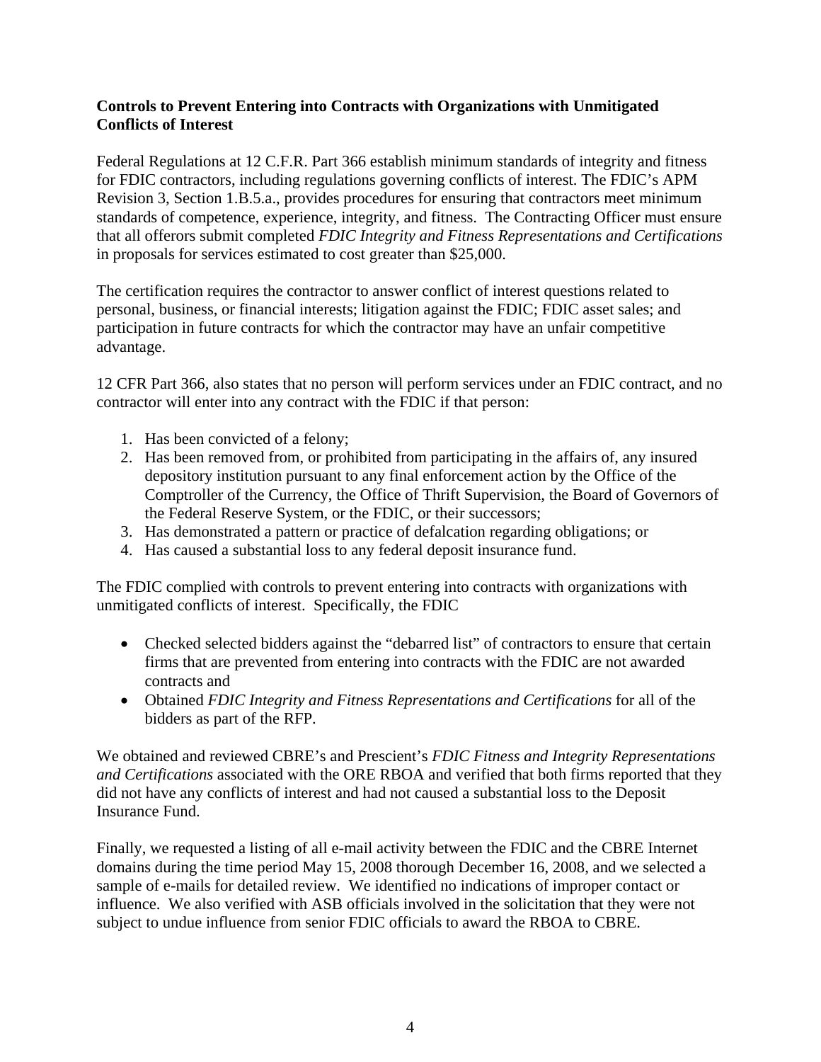**Controls to Prevent Entering into Contracts with Organizations with Unmitigated Conflicts of Interest**

Federal Regulations at 12 C.F.R. Part 366 establish minimum standards of integrity and fitness for FDIC contractors, including regulations governing conflicts of interest. The FDIC's APM Revision 3, Section 1.B.5.a., provides procedures for ensuring that contractors meet minimum standards of competence, experience, integrity, and fitness. The Contracting Officer must ensure that all offerors submit completed *FDIC Integrity and Fitness Representations and Certifications* in proposals for services estimated to cost greater than $25,000.

The certification requires the contractor to answer conflict of interest questions related to personal, business, or financial interests; litigation against the FDIC; FDIC asset sales; and participation in future contracts for which the contractor may have an unfair competitive advantage.

12 CFR Part 366, also states that no person will perform services under an FDIC contract, and no contractor will enter into any contract with the FDIC if that person:

1. Has been convicted of a felony;
2. Has been removed from, or prohibited from participating in the affairs of, any insured depository institution pursuant to any final enforcement action by the Office of the Comptroller of the Currency, the Office of Thrift Supervision, the Board of Governors of the Federal Reserve System, or the FDIC, or their successors;
3. Has demonstrated a pattern or practice of defalcation regarding obligations; or
4. Has caused a substantial loss to any federal deposit insurance fund.

The FDIC complied with controls to prevent entering into contracts with organizations with unmitigated conflicts of interest. Specifically, the FDIC

- Checked selected bidders against the "debarred list" of contractors to ensure that certain firms that are prevented from entering into contracts with the FDIC are not awarded contracts and
- Obtained *FDIC Integrity and Fitness Representations and Certifications* for all of the bidders as part of the RFP.

We obtained and reviewed CBRE's and Prescient's *FDIC Fitness and Integrity Representations and Certifications* associated with the ORE RBOA and verified that both firms reported that they did not have any conflicts of interest and had not caused a substantial loss to the Deposit Insurance Fund.

Finally, we requested a listing of all e-mail activity between the FDIC and the CBRE Internet domains during the time period May 15, 2008 thorough December 16, 2008, and we selected a sample of e-mails for detailed review. We identified no indications of improper contact or influence. We also verified with ASB officials involved in the solicitation that they were not subject to undue influence from senior FDIC officials to award the RBOA to CBRE.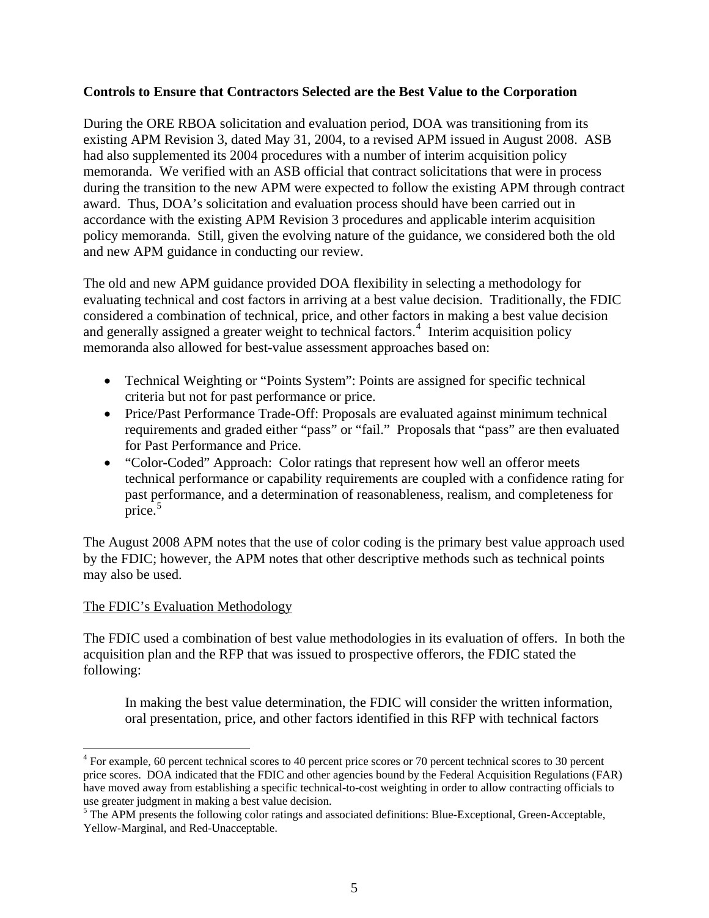**Controls to Ensure that Contractors Selected are the Best Value to the Corporation**

During the ORE RBOA solicitation and evaluation period, DOA was transitioning from its existing APM Revision 3, dated May 31, 2004, to a revised APM issued in August 2008. ASB had also supplemented its 2004 procedures with a number of interim acquisition policy memoranda. We verified with an ASB official that contract solicitations that were in process during the transition to the new APM were expected to follow the existing APM through contract award. Thus, DOA's solicitation and evaluation process should have been carried out in accordance with the existing APM Revision 3 procedures and applicable interim acquisition policy memoranda. Still, given the evolving nature of the guidance, we considered both the old and new APM guidance in conducting our review.

The old and new APM guidance provided DOA flexibility in selecting a methodology for evaluating technical and cost factors in arriving at a best value decision. Traditionally, the FDIC considered a combination of technical, price, and other factors in making a best value decision and generally assigned a greater weight to technical factors.[4] Interim acquisition policy memoranda also allowed for best-value assessment approaches based on:

- Technical Weighting or "Points System": Points are assigned for specific technical criteria but not for past performance or price.
- Price/Past Performance Trade-Off: Proposals are evaluated against minimum technical requirements and graded either "pass" or "fail." Proposals that "pass" are then evaluated for Past Performance and Price.
- "Color-Coded" Approach: Color ratings that represent how well an offeror meets technical performance or capability requirements are coupled with a confidence rating for past performance, and a determination of reasonableness, realism, and completeness for price.[5]

The August 2008 APM notes that the use of color coding is the primary best value approach used by the FDIC; however, the APM notes that other descriptive methods such as technical points may also be used.

The FDIC's Evaluation Methodology

The FDIC used a combination of best value methodologies in its evaluation of offers. In both the acquisition plan and the RFP that was issued to prospective offerors, the FDIC stated the following:

> In making the best value determination, the FDIC will consider the written information, oral presentation, price, and other factors identified in this RFP with technical factors

---

[4] For example, 60 percent technical scores to 40 percent price scores or 70 percent technical scores to 30 percent price scores. DOA indicated that the FDIC and other agencies bound by the Federal Acquisition Regulations (FAR) have moved away from establishing a specific technical-to-cost weighting in order to allow contracting officials to use greater judgment in making a best value decision.

[5] The APM presents the following color ratings and associated definitions: Blue-Exceptional, Green-Acceptable, Yellow-Marginal, and Red-Unacceptable.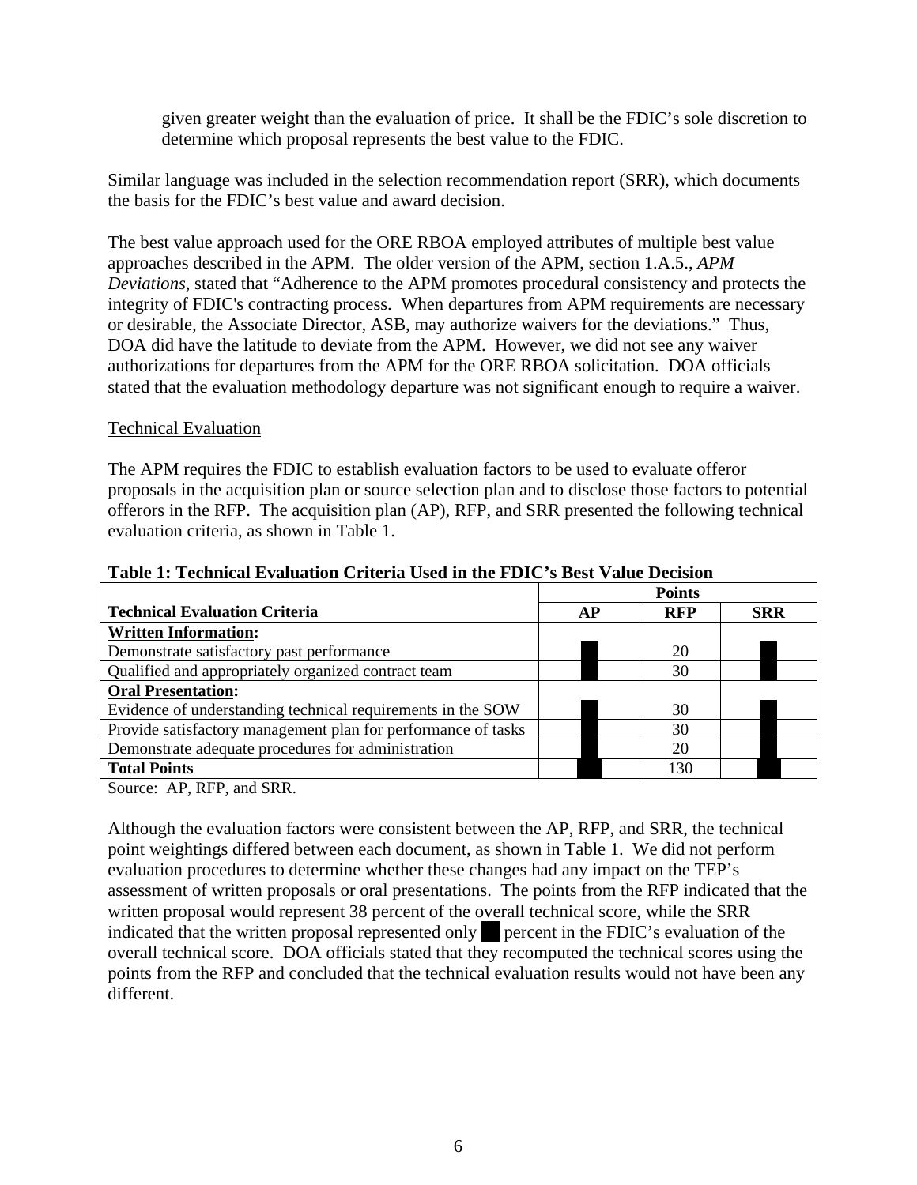given greater weight than the evaluation of price. It shall be the FDIC's sole discretion to determine which proposal represents the best value to the FDIC.

Similar language was included in the selection recommendation report (SRR), which documents the basis for the FDIC's best value and award decision.

The best value approach used for the ORE RBOA employed attributes of multiple best value approaches described in the APM. The older version of the APM, section 1.A.5., *APM Deviations*, stated that "Adherence to the APM promotes procedural consistency and protects the integrity of FDIC's contracting process. When departures from APM requirements are necessary or desirable, the Associate Director, ASB, may authorize waivers for the deviations." Thus, DOA did have the latitude to deviate from the APM. However, we did not see any waiver authorizations for departures from the APM for the ORE RBOA solicitation. DOA officials stated that the evaluation methodology departure was not significant enough to require a waiver.

Technical Evaluation

The APM requires the FDIC to establish evaluation factors to be used to evaluate offeror proposals in the acquisition plan or source selection plan and to disclose those factors to potential offerors in the RFP. The acquisition plan (AP), RFP, and SRR presented the following technical evaluation criteria, as shown in Table 1.

**Table 1: Technical Evaluation Criteria Used in the FDIC's Best Value Decision**

| | Points | | |
|---|---|---|---|
| **Technical Evaluation Criteria** | **AP** | **RFP** | **SRR** |
| **Written Information:** | | | |
| Demonstrate satisfactory past performance | █ | 20 | █ |
| Qualified and appropriately organized contract team | █ | 30 | █ |
| **Oral Presentation:** | | | |
| Evidence of understanding technical requirements in the SOW | █ | 30 | █ |
| Provide satisfactory management plan for performance of tasks | █ | 30 | █ |
| Demonstrate adequate procedures for administration | █ | 20 | █ |
| **Total Points** | █ | 130 | █ |

Source: AP, RFP, and SRR.

Although the evaluation factors were consistent between the AP, RFP, and SRR, the technical point weightings differed between each document, as shown in Table 1. We did not perform evaluation procedures to determine whether these changes had any impact on the TEP's assessment of written proposals or oral presentations. The points from the RFP indicated that the written proposal would represent 38 percent of the overall technical score, while the SRR indicated that the written proposal represented only █ percent in the FDIC's evaluation of the overall technical score. DOA officials stated that they recomputed the technical scores using the points from the RFP and concluded that the technical evaluation results would not have been any different.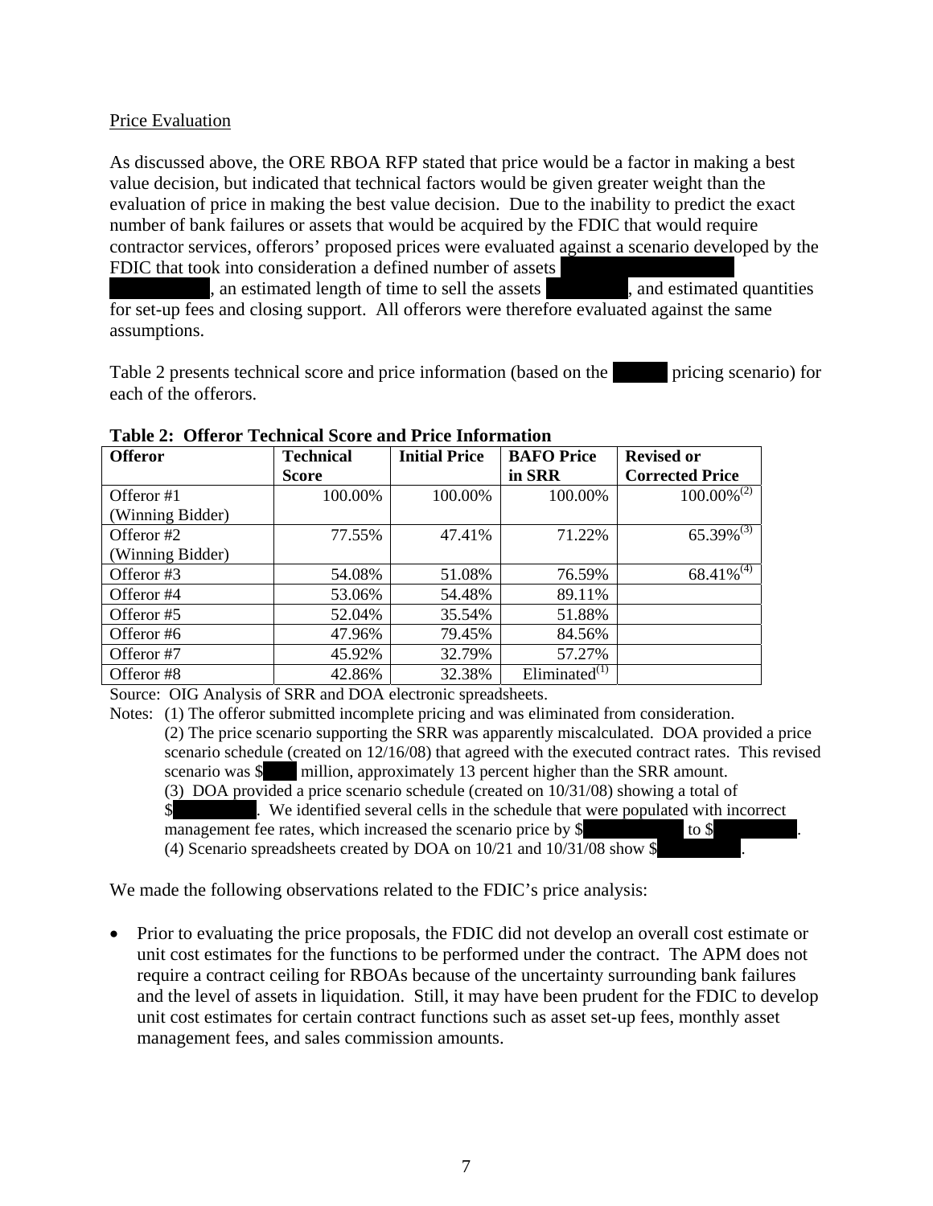Price Evaluation

As discussed above, the ORE RBOA RFP stated that price would be a factor in making a best value decision, but indicated that technical factors would be given greater weight than the evaluation of price in making the best value decision. Due to the inability to predict the exact number of bank failures or assets that would be acquired by the FDIC that would require contractor services, offerors' proposed prices were evaluated against a scenario developed by the FDIC that took into consideration a defined number of assets [redacted], an estimated length of time to sell the assets [redacted], and estimated quantities for set-up fees and closing support. All offerors were therefore evaluated against the same assumptions.

Table 2 presents technical score and price information (based on the [redacted] pricing scenario) for each of the offerors.

**Table 2: Offeror Technical Score and Price Information**

| Offeror | Technical Score | Initial Price | BAFO Price in SRR | Revised or Corrected Price |
|---|---|---|---|---|
| Offeror #1 (Winning Bidder) | 100.00% | 100.00% | 100.00% | 100.00%(2) |
| Offeror #2 (Winning Bidder) | 77.55% | 47.41% | 71.22% | 65.39%(3) |
| Offeror #3 | 54.08% | 51.08% | 76.59% | 68.41%(4) |
| Offeror #4 | 53.06% | 54.48% | 89.11% | |
| Offeror #5 | 52.04% | 35.54% | 51.88% | |
| Offeror #6 | 47.96% | 79.45% | 84.56% | |
| Offeror #7 | 45.92% | 32.79% | 57.27% | |
| Offeror #8 | 42.86% | 32.38% | Eliminated(1) | |

Source: OIG Analysis of SRR and DOA electronic spreadsheets.

Notes: (1) The offeror submitted incomplete pricing and was eliminated from consideration.
(2) The price scenario supporting the SRR was apparently miscalculated. DOA provided a price scenario schedule (created on 12/16/08) that agreed with the executed contract rates. This revised scenario was $[redacted] million, approximately 13 percent higher than the SRR amount.
(3) DOA provided a price scenario schedule (created on 10/31/08) showing a total of $[redacted]. We identified several cells in the schedule that were populated with incorrect management fee rates, which increased the scenario price by $[redacted] to $[redacted].
(4) Scenario spreadsheets created by DOA on 10/21 and 10/31/08 show $[redacted].

We made the following observations related to the FDIC's price analysis:

- Prior to evaluating the price proposals, the FDIC did not develop an overall cost estimate or unit cost estimates for the functions to be performed under the contract. The APM does not require a contract ceiling for RBOAs because of the uncertainty surrounding bank failures and the level of assets in liquidation. Still, it may have been prudent for the FDIC to develop unit cost estimates for certain contract functions such as asset set-up fees, monthly asset management fees, and sales commission amounts.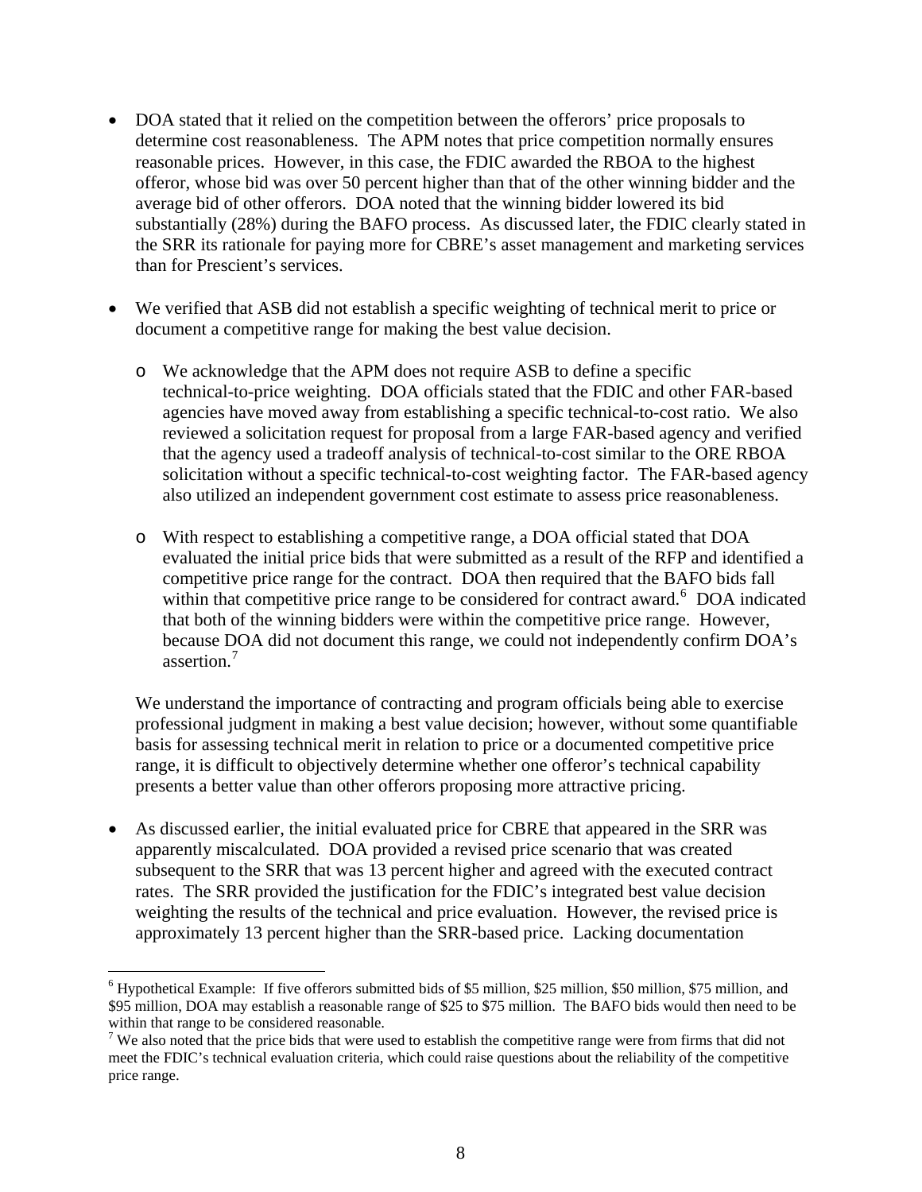- DOA stated that it relied on the competition between the offerors' price proposals to determine cost reasonableness. The APM notes that price competition normally ensures reasonable prices. However, in this case, the FDIC awarded the RBOA to the highest offeror, whose bid was over 50 percent higher than that of the other winning bidder and the average bid of other offerors. DOA noted that the winning bidder lowered its bid substantially (28%) during the BAFO process. As discussed later, the FDIC clearly stated in the SRR its rationale for paying more for CBRE's asset management and marketing services than for Prescient's services.

- We verified that ASB did not establish a specific weighting of technical merit to price or document a competitive range for making the best value decision.

  - We acknowledge that the APM does not require ASB to define a specific technical-to-price weighting. DOA officials stated that the FDIC and other FAR-based agencies have moved away from establishing a specific technical-to-cost ratio. We also reviewed a solicitation request for proposal from a large FAR-based agency and verified that the agency used a tradeoff analysis of technical-to-cost similar to the ORE RBOA solicitation without a specific technical-to-cost weighting factor. The FAR-based agency also utilized an independent government cost estimate to assess price reasonableness.

  - With respect to establishing a competitive range, a DOA official stated that DOA evaluated the initial price bids that were submitted as a result of the RFP and identified a competitive price range for the contract. DOA then required that the BAFO bids fall within that competitive price range to be considered for contract award.[6] DOA indicated that both of the winning bidders were within the competitive price range. However, because DOA did not document this range, we could not independently confirm DOA's assertion.[7]

  We understand the importance of contracting and program officials being able to exercise professional judgment in making a best value decision; however, without some quantifiable basis for assessing technical merit in relation to price or a documented competitive price range, it is difficult to objectively determine whether one offeror's technical capability presents a better value than other offerors proposing more attractive pricing.

- As discussed earlier, the initial evaluated price for CBRE that appeared in the SRR was apparently miscalculated. DOA provided a revised price scenario that was created subsequent to the SRR that was 13 percent higher and agreed with the executed contract rates. The SRR provided the justification for the FDIC's integrated best value decision weighting the results of the technical and price evaluation. However, the revised price is approximately 13 percent higher than the SRR-based price. Lacking documentation

---

[6] Hypothetical Example: If five offerors submitted bids of $5 million, $25 million, $50 million, $75 million, and $95 million, DOA may establish a reasonable range of $25 to $75 million. The BAFO bids would then need to be within that range to be considered reasonable.

[7] We also noted that the price bids that were used to establish the competitive range were from firms that did not meet the FDIC's technical evaluation criteria, which could raise questions about the reliability of the competitive price range.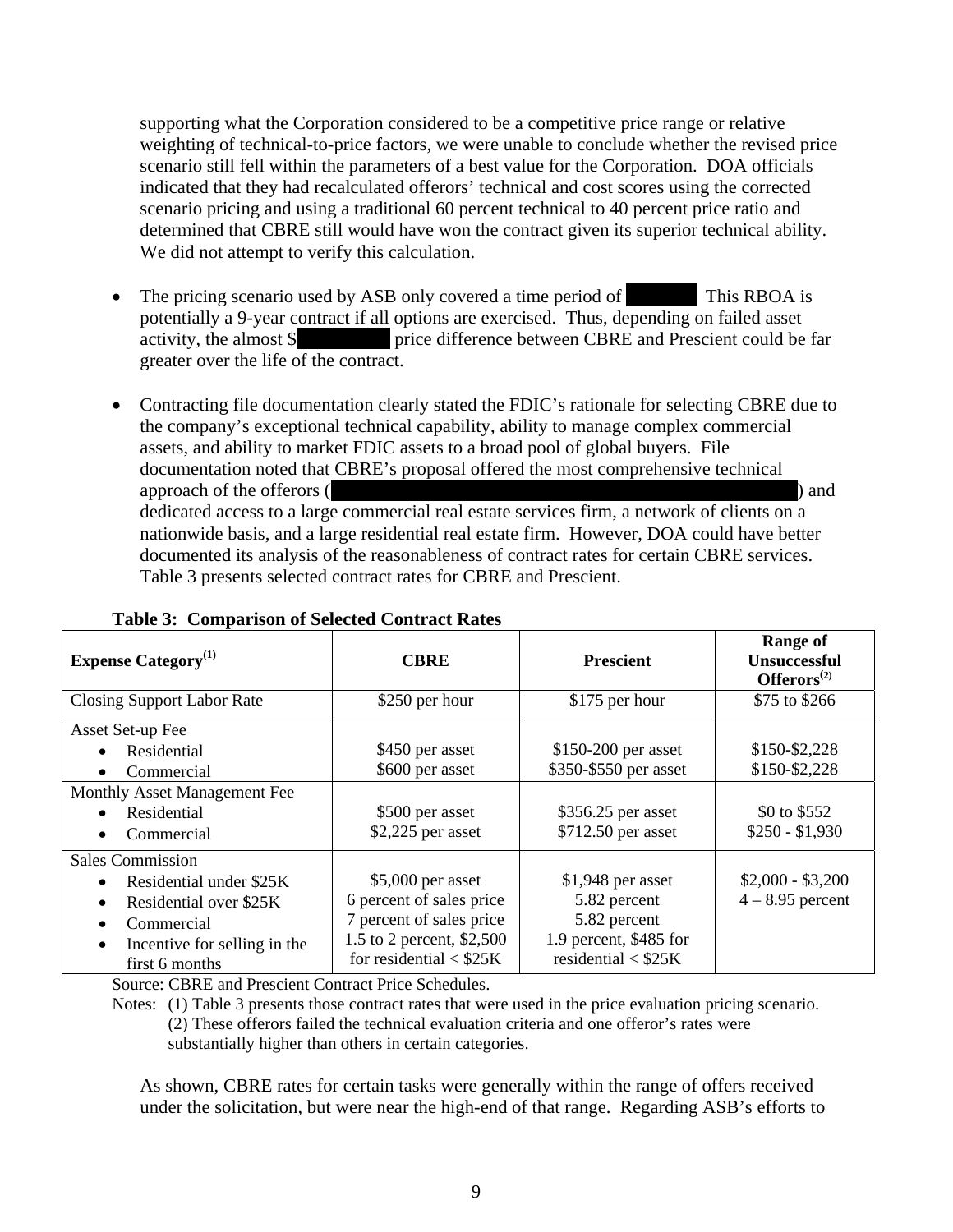supporting what the Corporation considered to be a competitive price range or relative weighting of technical-to-price factors, we were unable to conclude whether the revised price scenario still fell within the parameters of a best value for the Corporation. DOA officials indicated that they had recalculated offerors' technical and cost scores using the corrected scenario pricing and using a traditional 60 percent technical to 40 percent price ratio and determined that CBRE still would have won the contract given its superior technical ability. We did not attempt to verify this calculation.

- The pricing scenario used by ASB only covered a time period of [redacted] This RBOA is potentially a 9-year contract if all options are exercised. Thus, depending on failed asset activity, the almost $[redacted] price difference between CBRE and Prescient could be far greater over the life of the contract.

- Contracting file documentation clearly stated the FDIC's rationale for selecting CBRE due to the company's exceptional technical capability, ability to manage complex commercial assets, and ability to market FDIC assets to a broad pool of global buyers. File documentation noted that CBRE's proposal offered the most comprehensive technical approach of the offerors ([redacted]) and dedicated access to a large commercial real estate services firm, a network of clients on a nationwide basis, and a large residential real estate firm. However, DOA could have better documented its analysis of the reasonableness of contract rates for certain CBRE services. Table 3 presents selected contract rates for CBRE and Prescient.

**Table 3: Comparison of Selected Contract Rates**

| Expense Category[1] | CBRE | Prescient | Range of Unsuccessful Offerors[2] |
|---|---|---|---|
| Closing Support Labor Rate | $250 per hour | $175 per hour | $75 to $266 |
| Asset Set-up Fee | | | |
| • Residential | $450 per asset | $150-200 per asset | $150-$2,228 |
| • Commercial | $600 per asset | $350-$550 per asset | $150-$2,228 |
| Monthly Asset Management Fee | | | |
| • Residential | $500 per asset | $356.25 per asset | $0 to $552 |
| • Commercial | $2,225 per asset | $712.50 per asset | $250 - $1,930 |
| Sales Commission | | | |
| • Residential under $25K | $5,000 per asset | $1,948 per asset | $2,000 - $3,200 |
| • Residential over $25K | 6 percent of sales price | 5.82 percent | 4 – 8.95 percent |
| • Commercial | 7 percent of sales price | 5.82 percent | |
| • Incentive for selling in the first 6 months | 1.5 to 2 percent, $2,500 for residential < $25K | 1.9 percent, $485 for residential < $25K | |

Source: CBRE and Prescient Contract Price Schedules.

Notes: (1) Table 3 presents those contract rates that were used in the price evaluation pricing scenario.
(2) These offerors failed the technical evaluation criteria and one offeror's rates were substantially higher than others in certain categories.

As shown, CBRE rates for certain tasks were generally within the range of offers received under the solicitation, but were near the high-end of that range. Regarding ASB's efforts to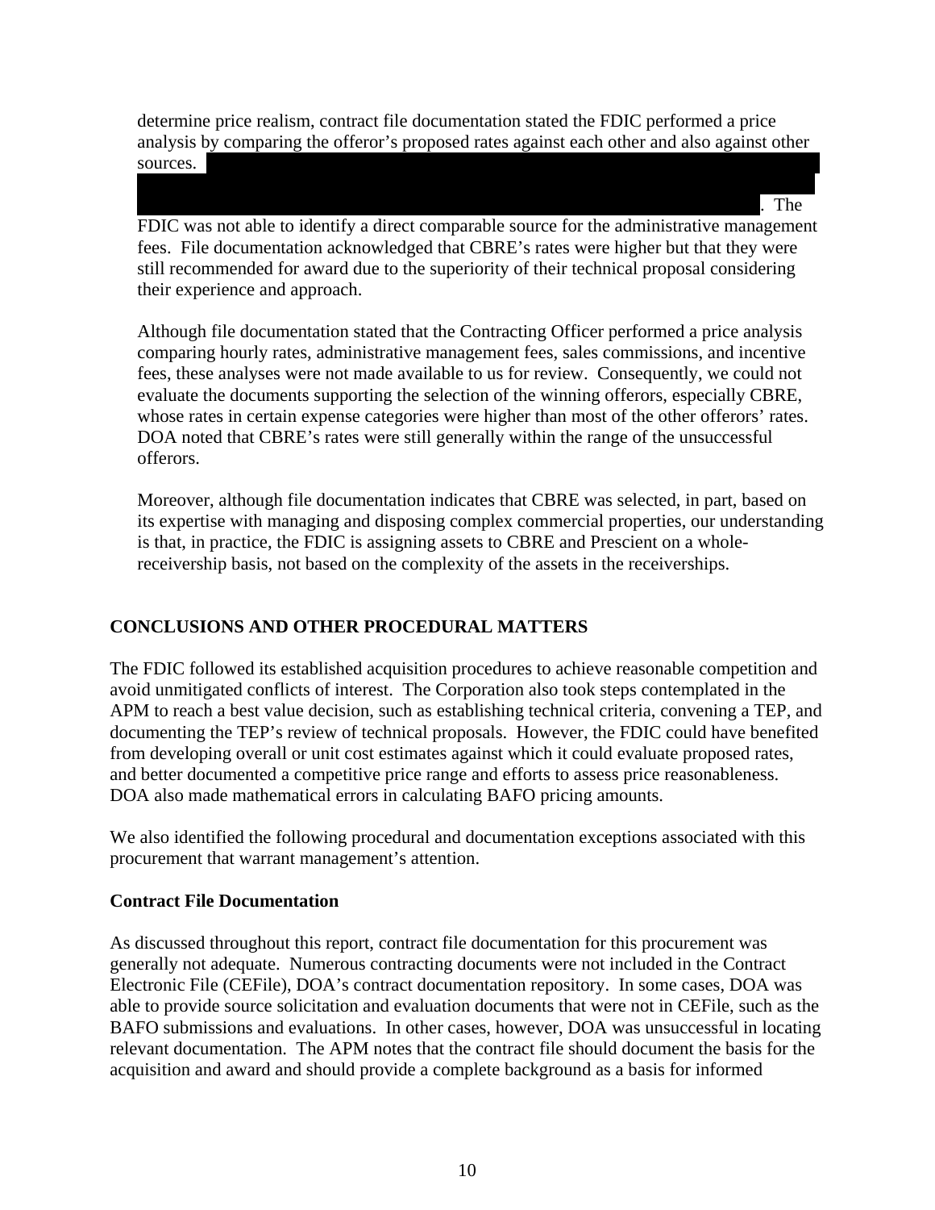determine price realism, contract file documentation stated the FDIC performed a price analysis by comparing the offeror's proposed rates against each other and also against other sources. [redacted]. The FDIC was not able to identify a direct comparable source for the administrative management fees. File documentation acknowledged that CBRE's rates were higher but that they were still recommended for award due to the superiority of their technical proposal considering their experience and approach.

Although file documentation stated that the Contracting Officer performed a price analysis comparing hourly rates, administrative management fees, sales commissions, and incentive fees, these analyses were not made available to us for review. Consequently, we could not evaluate the documents supporting the selection of the winning offerors, especially CBRE, whose rates in certain expense categories were higher than most of the other offerors' rates. DOA noted that CBRE's rates were still generally within the range of the unsuccessful offerors.

Moreover, although file documentation indicates that CBRE was selected, in part, based on its expertise with managing and disposing complex commercial properties, our understanding is that, in practice, the FDIC is assigning assets to CBRE and Prescient on a whole-receivership basis, not based on the complexity of the assets in the receiverships.

## CONCLUSIONS AND OTHER PROCEDURAL MATTERS

The FDIC followed its established acquisition procedures to achieve reasonable competition and avoid unmitigated conflicts of interest. The Corporation also took steps contemplated in the APM to reach a best value decision, such as establishing technical criteria, convening a TEP, and documenting the TEP's review of technical proposals. However, the FDIC could have benefited from developing overall or unit cost estimates against which it could evaluate proposed rates, and better documented a competitive price range and efforts to assess price reasonableness. DOA also made mathematical errors in calculating BAFO pricing amounts.

We also identified the following procedural and documentation exceptions associated with this procurement that warrant management's attention.

### Contract File Documentation

As discussed throughout this report, contract file documentation for this procurement was generally not adequate. Numerous contracting documents were not included in the Contract Electronic File (CEFile), DOA's contract documentation repository. In some cases, DOA was able to provide source solicitation and evaluation documents that were not in CEFile, such as the BAFO submissions and evaluations. In other cases, however, DOA was unsuccessful in locating relevant documentation. The APM notes that the contract file should document the basis for the acquisition and award and should provide a complete background as a basis for informed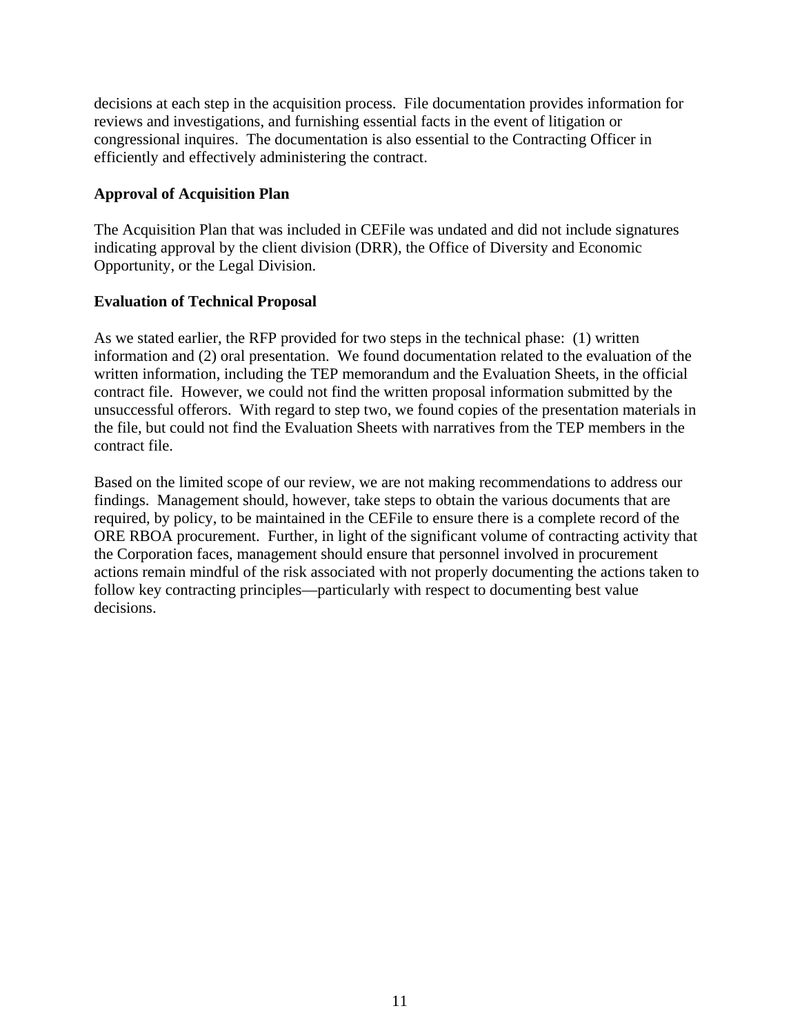decisions at each step in the acquisition process. File documentation provides information for reviews and investigations, and furnishing essential facts in the event of litigation or congressional inquires. The documentation is also essential to the Contracting Officer in efficiently and effectively administering the contract.

**Approval of Acquisition Plan**

The Acquisition Plan that was included in CEFile was undated and did not include signatures indicating approval by the client division (DRR), the Office of Diversity and Economic Opportunity, or the Legal Division.

**Evaluation of Technical Proposal**

As we stated earlier, the RFP provided for two steps in the technical phase: (1) written information and (2) oral presentation. We found documentation related to the evaluation of the written information, including the TEP memorandum and the Evaluation Sheets, in the official contract file. However, we could not find the written proposal information submitted by the unsuccessful offerors. With regard to step two, we found copies of the presentation materials in the file, but could not find the Evaluation Sheets with narratives from the TEP members in the contract file.

Based on the limited scope of our review, we are not making recommendations to address our findings. Management should, however, take steps to obtain the various documents that are required, by policy, to be maintained in the CEFile to ensure there is a complete record of the ORE RBOA procurement. Further, in light of the significant volume of contracting activity that the Corporation faces, management should ensure that personnel involved in procurement actions remain mindful of the risk associated with not properly documenting the actions taken to follow key contracting principles—particularly with respect to documenting best value decisions.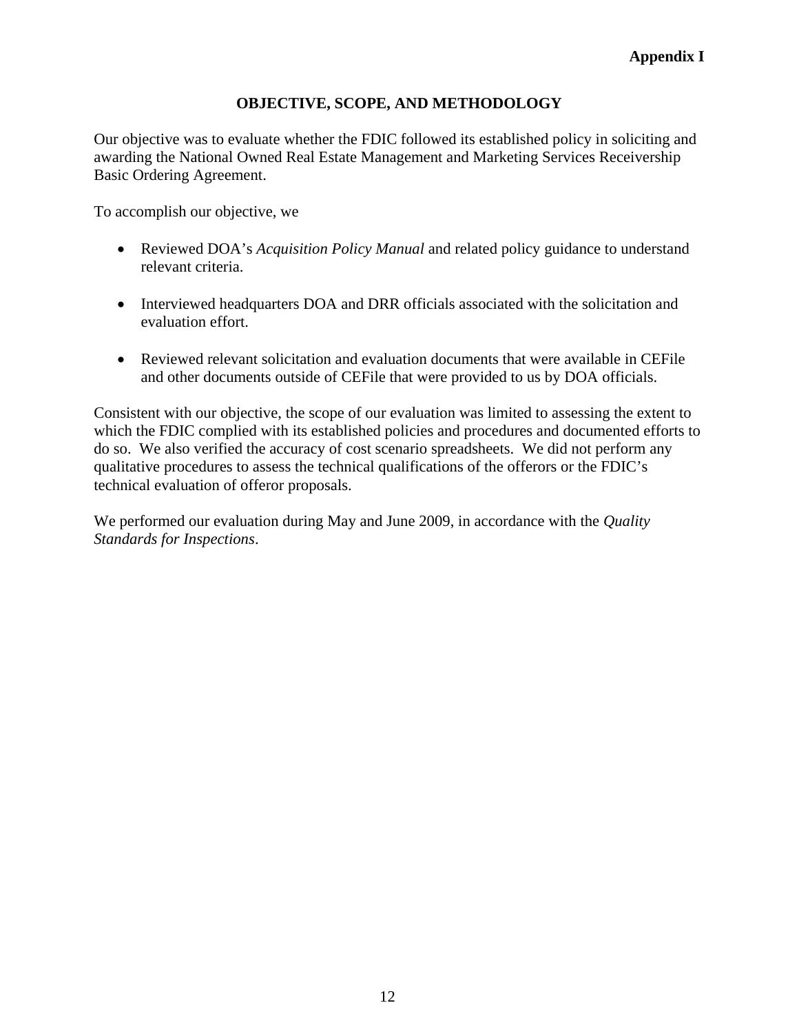**Appendix I**

## OBJECTIVE, SCOPE, AND METHODOLOGY

Our objective was to evaluate whether the FDIC followed its established policy in soliciting and awarding the National Owned Real Estate Management and Marketing Services Receivership Basic Ordering Agreement.

To accomplish our objective, we

- Reviewed DOA's *Acquisition Policy Manual* and related policy guidance to understand relevant criteria.
- Interviewed headquarters DOA and DRR officials associated with the solicitation and evaluation effort.
- Reviewed relevant solicitation and evaluation documents that were available in CEFile and other documents outside of CEFile that were provided to us by DOA officials.

Consistent with our objective, the scope of our evaluation was limited to assessing the extent to which the FDIC complied with its established policies and procedures and documented efforts to do so. We also verified the accuracy of cost scenario spreadsheets. We did not perform any qualitative procedures to assess the technical qualifications of the offerors or the FDIC's technical evaluation of offeror proposals.

We performed our evaluation during May and June 2009, in accordance with the *Quality Standards for Inspections*.